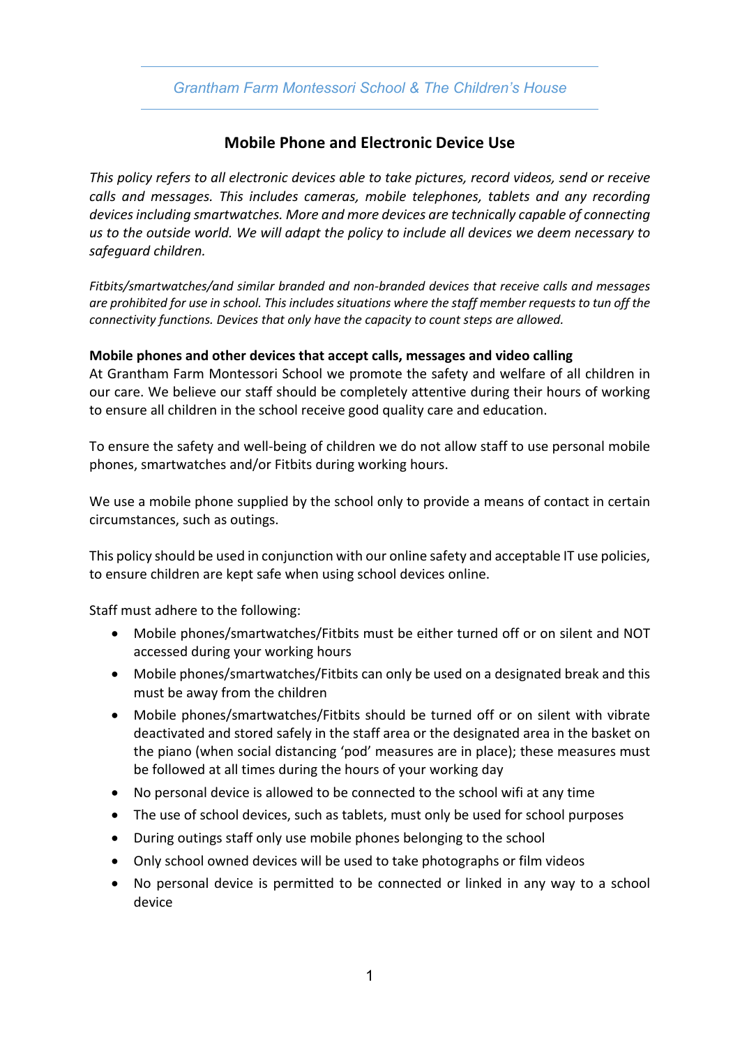*Grantham Farm Montessori School & The Children's House*

## Mobile Phone and Electronic Device Use

*This policy refers to all electronic devices able to take pictures, record videos, send or receive calls and messages. This includes cameras, mobile telephones, tablets and any recording devices including smartwatches. More and more devices are technically capable of connecting us to the outside world. We will adapt the policy to include all devices we deem necessary to safeguard children.*

*Fitbits/smartwatches/and similar branded and non-branded devices that receive calls and messages are prohibited for use in school. This includes situations where the staff member requests to tun off the connectivity functions. Devices that only have the capacity to count steps are allowed.*

**Mobile phones and other devices that accept calls, messages and video calling**

At Grantham Farm Montessori School we promote the safety and welfare of all children in our care. We believe our staff should be completely attentive during their hours of working to ensure all children in the school receive good quality care and education.

To ensure the safety and well-being of children we do not allow staff to use personal mobile phones, smartwatches and/or Fitbits during working hours.

We use a mobile phone supplied by the school only to provide a means of contact in certain circumstances, such as outings.

This policy should be used in conjunction with our online safety and acceptable IT use policies, to ensure children are kept safe when using school devices online.

Staff must adhere to the following:

- Mobile phones/smartwatches/Fitbits must be either turned off or on silent and NOT accessed during your working hours
- Mobile phones/smartwatches/Fitbits can only be used on a designated break and this must be away from the children
- Mobile phones/smartwatches/Fitbits should be turned off or on silent with vibrate deactivated and stored safely in the staff area or the designated area in the basket on the piano (when social distancing 'pod' measures are in place); these measures must be followed at all times during the hours of your working day
- No personal device is allowed to be connected to the school wifi at any time
- The use of school devices, such as tablets, must only be used for school purposes
- During outings staff only use mobile phones belonging to the school
- Only school owned devices will be used to take photographs or film videos
- No personal device is permitted to be connected or linked in any way to a school device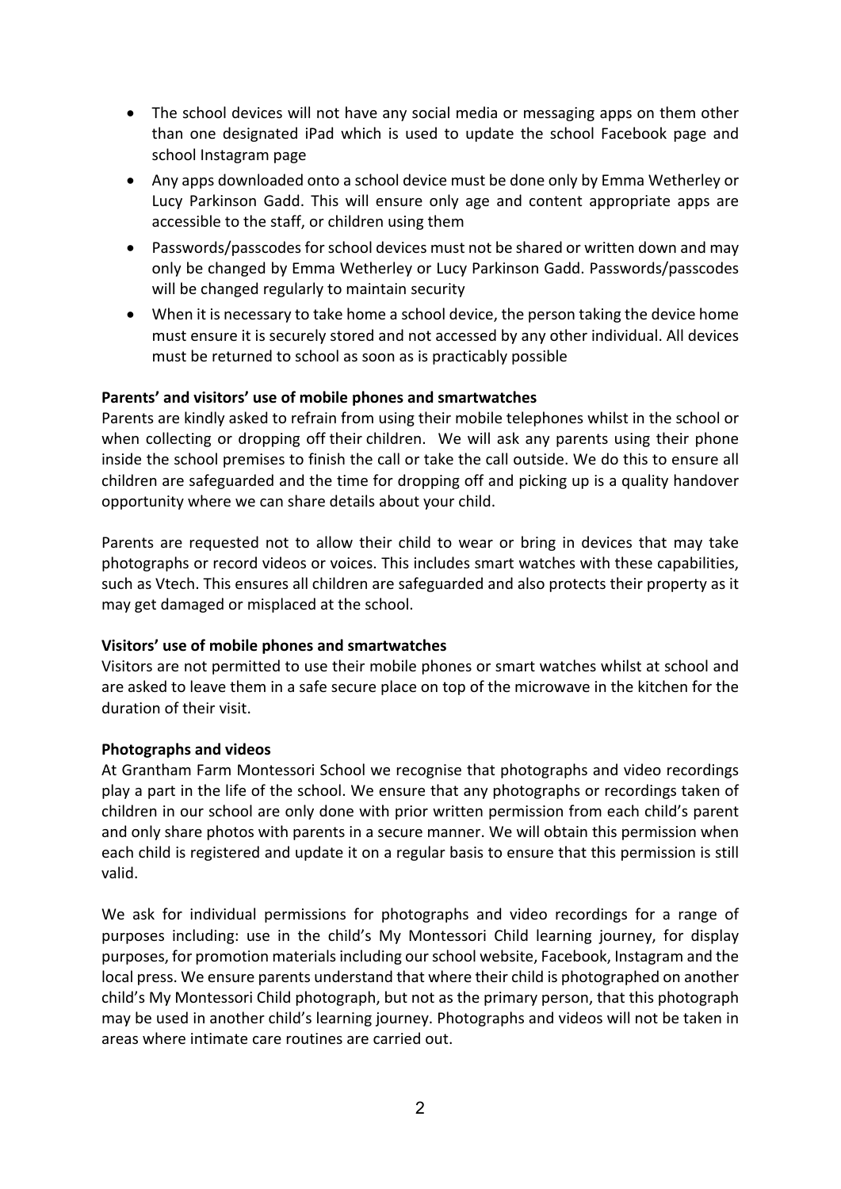- The school devices will not have any social media or messaging apps on them other than one designated iPad which is used to update the school Facebook page and school Instagram page
- Any apps downloaded onto a school device must be done only by Emma Wetherley or Lucy Parkinson Gadd. This will ensure only age and content appropriate apps are accessible to the staff, or children using them
- Passwords/passcodes for school devices must not be shared or written down and may only be changed by Emma Wetherley or Lucy Parkinson Gadd. Passwords/passcodes will be changed regularly to maintain security
- When it is necessary to take home a school device, the person taking the device home must ensure it is securely stored and not accessed by any other individual. All devices must be returned to school as soon as is practicably possible

**Parents' and visitors' use of mobile phones and smartwatches**

Parents are kindly asked to refrain from using their mobile telephones whilst in the school or when collecting or dropping off their children. We will ask any parents using their phone inside the school premises to finish the call or take the call outside. We do this to ensure all children are safeguarded and the time for dropping off and picking up is a quality handover opportunity where we can share details about your child.

Parents are requested not to allow their child to wear or bring in devices that may take photographs or record videos or voices. This includes smart watches with these capabilities, such as Vtech. This ensures all children are safeguarded and also protects their property as it may get damaged or misplaced at the school.

**Visitors' use of mobile phones and smartwatches**

Visitors are not permitted to use their mobile phones or smart watches whilst at school and are asked to leave them in a safe secure place on top of the microwave in the kitchen for the duration of their visit.

**Photographs and videos**

At Grantham Farm Montessori School we recognise that photographs and video recordings play a part in the life of the school. We ensure that any photographs or recordings taken of children in our school are only done with prior written permission from each child's parent and only share photos with parents in a secure manner. We will obtain this permission when each child is registered and update it on a regular basis to ensure that this permission is still valid.

We ask for individual permissions for photographs and video recordings for a range of purposes including: use in the child's My Montessori Child learning journey, for display purposes, for promotion materials including our school website, Facebook, Instagram and the local press. We ensure parents understand that where their child is photographed on another child's My Montessori Child photograph, but not as the primary person, that this photograph may be used in another child's learning journey. Photographs and videos will not be taken in areas where intimate care routines are carried out.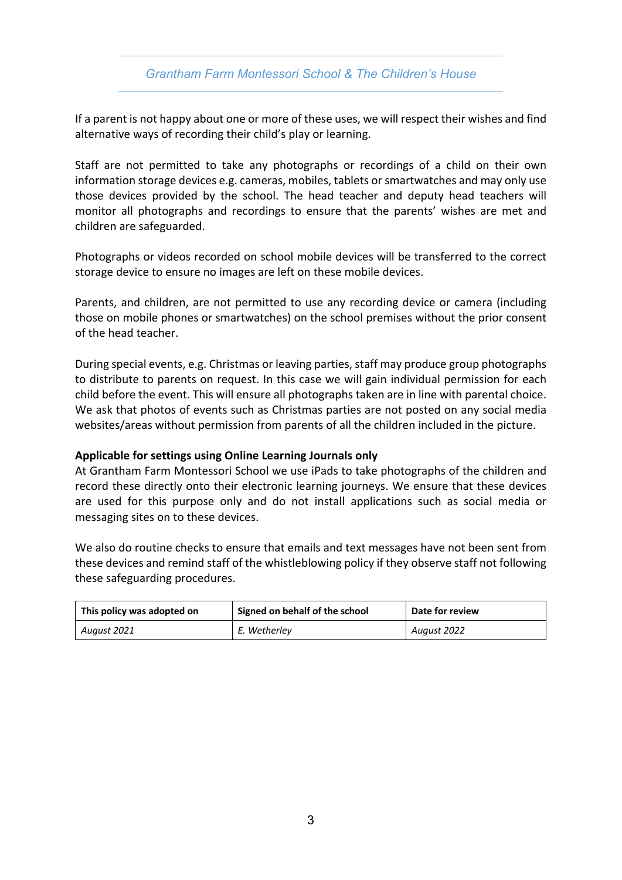If a parent is not happy about one or more of these uses, we will respect their wishes and find alternative ways of recording their child's play or learning.

Staff are not permitted to take any photographs or recordings of a child on their own information storage devices e.g. cameras, mobiles, tablets or smartwatches and may only use those devices provided by the school. The head teacher and deputy head teachers will monitor all photographs and recordings to ensure that the parents' wishes are met and children are safeguarded.

Photographs or videos recorded on school mobile devices will be transferred to the correct storage device to ensure no images are left on these mobile devices.

Parents, and children, are not permitted to use any recording device or camera (including those on mobile phones or smartwatches) on the school premises without the prior consent of the head teacher.

During special events, e.g. Christmas or leaving parties, staff may produce group photographs to distribute to parents on request. In this case we will gain individual permission for each child before the event. This will ensure all photographs taken are in line with parental choice. We ask that photos of events such as Christmas parties are not posted on any social media websites/areas without permission from parents of all the children included in the picture.

**Applicable for settings using Online Learning Journals only**

At Grantham Farm Montessori School we use iPads to take photographs of the children and record these directly onto their electronic learning journeys. We ensure that these devices are used for this purpose only and do not install applications such as social media or messaging sites on to these devices.

We also do routine checks to ensure that emails and text messages have not been sent from these devices and remind staff of the whistleblowing policy if they observe staff not following these safeguarding procedures.

| This policy was adopted on | Signed on behalf of the school | Date for review |
|---|---|---|
| *August 2021* | *E. Wetherley* | *August 2022* |